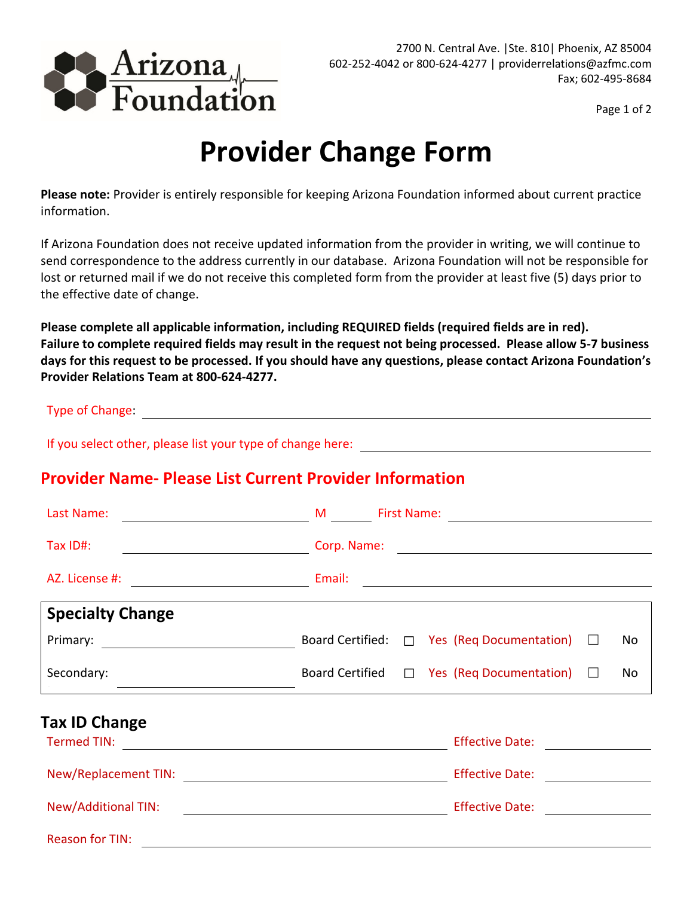Arizona Foundation

2700 N. Central Ave. |Ste. 810| Phoenix, AZ 85004
602-252-4042 or 800-624-4277 | providerrelations@azfmc.com
Fax; 602-495-8684

# Provider Change Form

**Please note:** Provider is entirely responsible for keeping Arizona Foundation informed about current practice information.

If Arizona Foundation does not receive updated information from the provider in writing, we will continue to send correspondence to the address currently in our database. Arizona Foundation will not be responsible for lost or returned mail if we do not receive this completed form from the provider at least five (5) days prior to the effective date of change.

**Please complete all applicable information, including REQUIRED fields (required fields are in red). Failure to complete required fields may result in the request not being processed. Please allow 5-7 business days for this request to be processed. If you should have any questions, please contact Arizona Foundation's Provider Relations Team at 800-624-4277.**

Type of Change: ______________________________

If you select other, please list your type of change here: ______________________________

## Provider Name- Please List Current Provider Information

Last Name: ______________ M ______ First Name: ______________

Tax ID#: ______________ Corp. Name: ______________

AZ. License #: ______________ Email: ______________

## Specialty Change

Primary: ______________ Board Certified: ☐ Yes (Req Documentation) ☐ No

Secondary: ______________ Board Certified ☐ Yes (Req Documentation) ☐ No

## Tax ID Change

Termed TIN: ______________ Effective Date: ______________

New/Replacement TIN: ______________ Effective Date: ______________

New/Additional TIN: ______________ Effective Date: ______________

Reason for TIN: ______________________________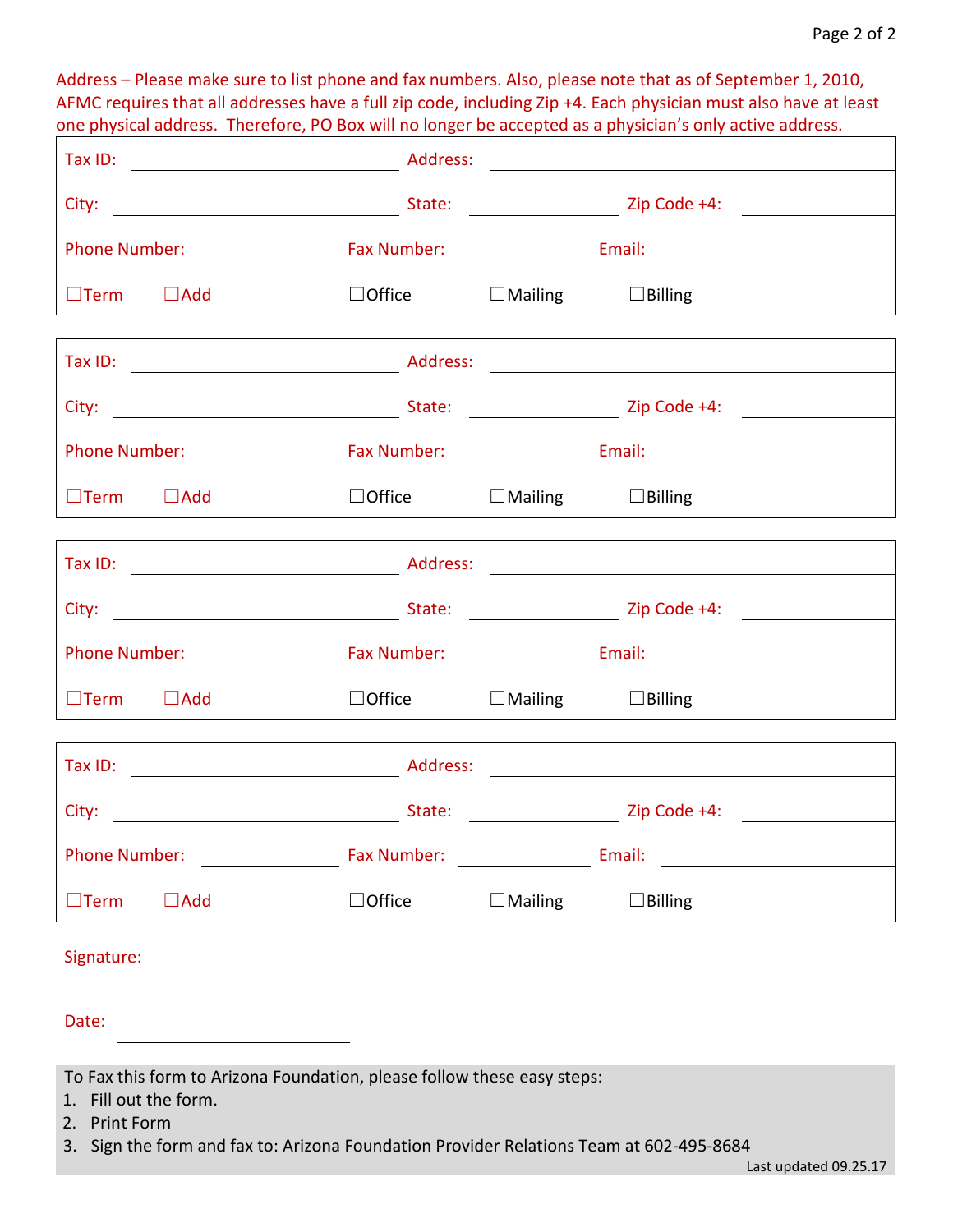Address – Please make sure to list phone and fax numbers. Also, please note that as of September 1, 2010, AFMC requires that all addresses have a full zip code, including Zip +4. Each physician must also have at least one physical address. Therefore, PO Box will no longer be accepted as a physician's only active address.

Tax ID: ______________________ Address: ______________________

City: ______________________ State: ____________ Zip Code +4: ____________

Phone Number: ____________ Fax Number: ____________ Email: ______________

☐Term ☐Add ☐Office ☐Mailing ☐Billing

---

Tax ID: ______________________ Address: ______________________

City: ______________________ State: ____________ Zip Code +4: ____________

Phone Number: ____________ Fax Number: ____________ Email: ______________

☐Term ☐Add ☐Office ☐Mailing ☐Billing

---

Tax ID: ______________________ Address: ______________________

City: ______________________ State: ____________ Zip Code +4: ____________

Phone Number: ____________ Fax Number: ____________ Email: ______________

☐Term ☐Add ☐Office ☐Mailing ☐Billing

---

Tax ID: ______________________ Address: ______________________

City: ______________________ State: ____________ Zip Code +4: ____________

Phone Number: ____________ Fax Number: ____________ Email: ______________

☐Term ☐Add ☐Office ☐Mailing ☐Billing

---

Signature: ______________________________________________

Date: ______________________

To Fax this form to Arizona Foundation, please follow these easy steps:

1. Fill out the form.
2. Print Form
3. Sign the form and fax to: Arizona Foundation Provider Relations Team at 602-495-8684

Last updated 09.25.17